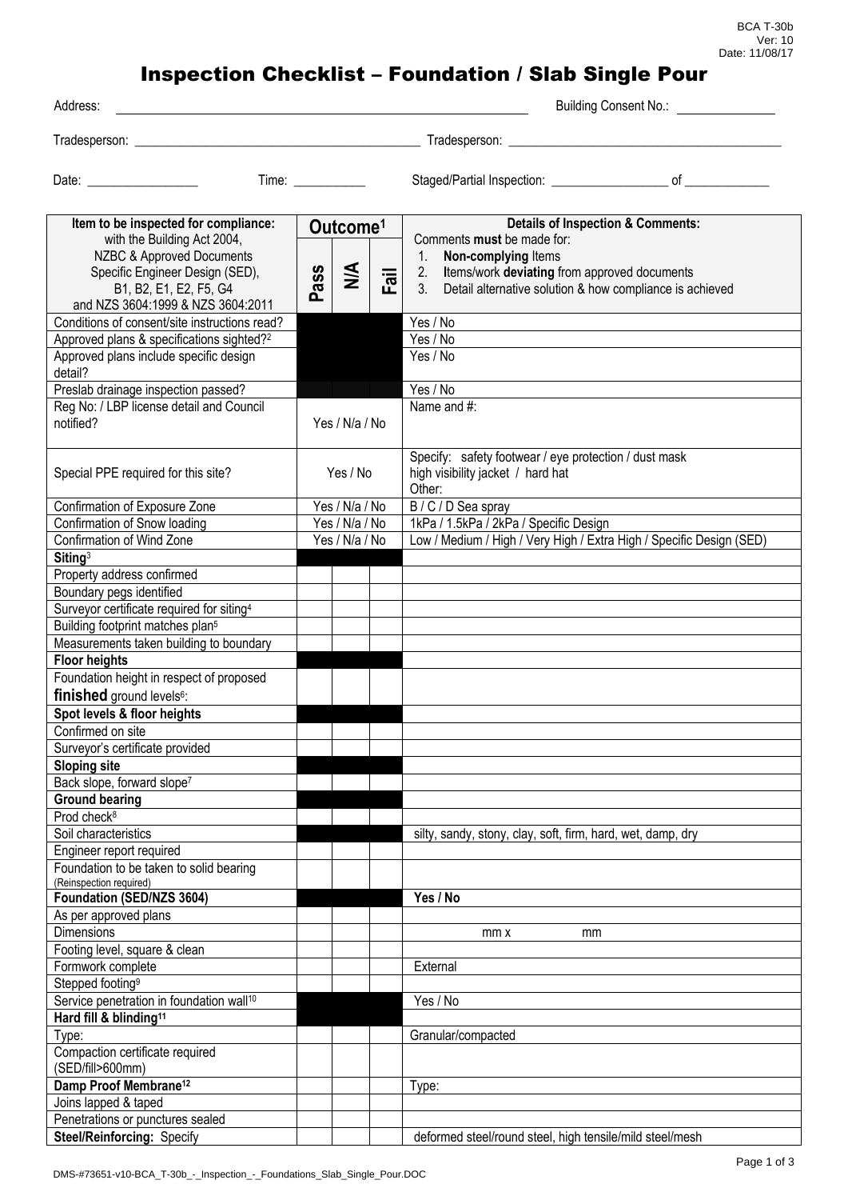BCA T-30b
Ver: 10
Date: 11/08/17

# Inspection Checklist – Foundation / Slab Single Pour

Address: ______________________________ Building Consent No.: ______________

Tradesperson: ______________________________ Tradesperson: ______________________________

Date: ______________ Time: __________ Staged/Partial Inspection: ______________ of ____________

| Item to be inspected for compliance: with the Building Act 2004, NZBC & Approved Documents Specific Engineer Design (SED), B1, B2, E1, E2, F5, G4 and NZS 3604:1999 & NZS 3604:2011 | Outcome[1] | | | Details of Inspection & Comments: Comments **must** be made for: 1. **Non-complying** Items 2. Items/work **deviating** from approved documents 3. Detail alternative solution & how compliance is achieved |
|---|---|---|---|---|
| | Pass | N/A | Fail | |
| Conditions of consent/site instructions read? | | | | Yes / No |
| Approved plans & specifications sighted?[2] | | | | Yes / No |
| Approved plans include specific design detail? | | | | Yes / No |
| Preslab drainage inspection passed? | | | | Yes / No |
| Reg No: / LBP license detail and Council notified? | Yes / N/a / No | | | Name and #: |
| Special PPE required for this site? | Yes / No | | | Specify: safety footwear / eye protection / dust mask high visibility jacket / hard hat Other: |
| Confirmation of Exposure Zone | Yes / N/a / No | | | B / C / D Sea spray |
| Confirmation of Snow loading | Yes / N/a / No | | | 1kPa / 1.5kPa / 2kPa / Specific Design |
| Confirmation of Wind Zone | Yes / N/a / No | | | Low / Medium / High / Very High / Extra High / Specific Design (SED) |
| **Siting**[3] | | | | |
| Property address confirmed | | | | |
| Boundary pegs identified | | | | |
| Surveyor certificate required for siting[4] | | | | |
| Building footprint matches plan[5] | | | | |
| Measurements taken building to boundary | | | | |
| **Floor heights** | | | | |
| Foundation height in respect of proposed **finished** ground levels[6]: | | | | |
| **Spot levels & floor heights** | | | | |
| Confirmed on site | | | | |
| Surveyor's certificate provided | | | | |
| **Sloping site** | | | | |
| Back slope, forward slope[7] | | | | |
| **Ground bearing** | | | | |
| Prod check[8] | | | | |
| Soil characteristics | | | | silty, sandy, stony, clay, soft, firm, hard, wet, damp, dry |
| Engineer report required | | | | |
| Foundation to be taken to solid bearing (Reinspection required) | | | | |
| **Foundation (SED/NZS 3604)** | | | | **Yes / No** |
| As per approved plans | | | | |
| Dimensions | | | | mm x mm |
| Footing level, square & clean | | | | |
| Formwork complete | | | | External |
| Stepped footing[9] | | | | |
| Service penetration in foundation wall[10] | | | | Yes / No |
| **Hard fill & blinding[11]** | | | | |
| Type: | | | | Granular/compacted |
| Compaction certificate required (SED/fill>600mm) | | | | |
| **Damp Proof Membrane[12]** | | | | Type: |
| Joins lapped & taped | | | | |
| Penetrations or punctures sealed | | | | |
| **Steel/Reinforcing:** Specify | | | | deformed steel/round steel, high tensile/mild steel/mesh |

DMS-#73651-v10-BCA_T-30b_-_Inspection_-_Foundations_Slab_Single_Pour.DOC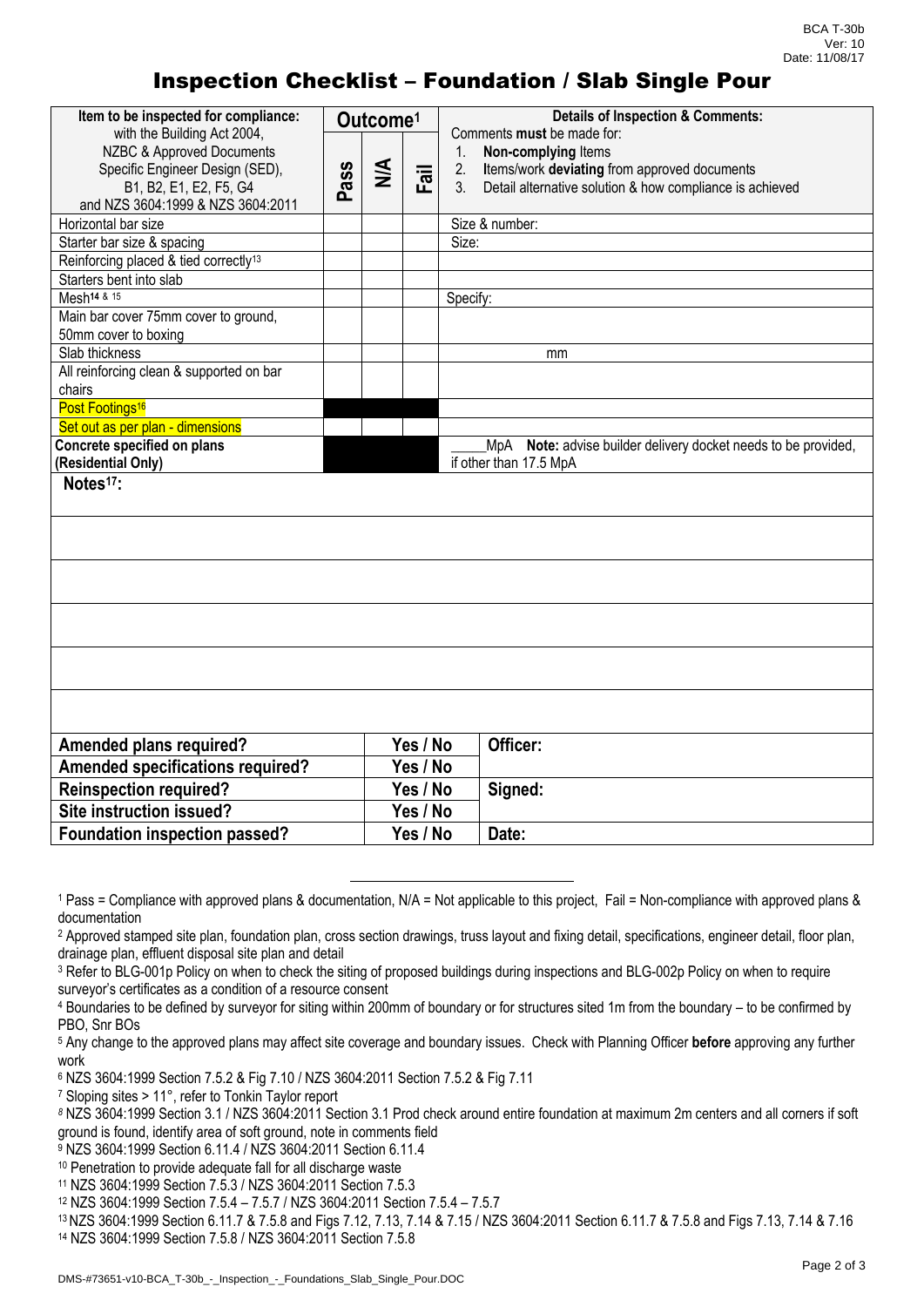# Inspection Checklist – Foundation / Slab Single Pour

| Item to be inspected for compliance: with the Building Act 2004, NZBC & Approved Documents Specific Engineer Design (SED), B1, B2, E1, E2, F5, G4 and NZS 3604:1999 & NZS 3604:2011 | Outcome[1] | | | Details of Inspection & Comments: Comments **must** be made for: 1. **Non-complying** Items 2. Items/work **deviating** from approved documents 3. Detail alternative solution & how compliance is achieved |
|---|---|---|---|---|
| | Pass | N/A | Fail | |
| Horizontal bar size | | | | Size & number: |
| Starter bar size & spacing | | | | Size: |
| Reinforcing placed & tied correctly[13] | | | | |
| Starters bent into slab | | | | |
| Mesh[14 & 15] | | | | Specify: |
| Main bar cover 75mm cover to ground, 50mm cover to boxing | | | | |
| Slab thickness | | | | mm |
| All reinforcing clean & supported on bar chairs | | | | |
| Post Footings[16] | | | | |
| Set out as per plan - dimensions | | | | |
| **Concrete specified on plans (Residential Only)** | | | | _____MpA **Note:** advise builder delivery docket needs to be provided, if other than 17.5 MpA |

**Notes[17]:**

| | | |
|---|---|---|
| **Amended plans required?** | **Yes / No** | **Officer:** |
| **Amended specifications required?** | **Yes / No** | |
| **Reinspection required?** | **Yes / No** | **Signed:** |
| **Site instruction issued?** | **Yes / No** | |
| **Foundation inspection passed?** | **Yes / No** | **Date:** |

---

[1] Pass = Compliance with approved plans & documentation, N/A = Not applicable to this project, Fail = Non-compliance with approved plans & documentation

[2] Approved stamped site plan, foundation plan, cross section drawings, truss layout and fixing detail, specifications, engineer detail, floor plan, drainage plan, effluent disposal site plan and detail

[3] Refer to BLG-001p Policy on when to check the siting of proposed buildings during inspections and BLG-002p Policy on when to require surveyor's certificates as a condition of a resource consent

[4] Boundaries to be defined by surveyor for siting within 200mm of boundary or for structures sited 1m from the boundary – to be confirmed by PBO, Snr BOs

[5] Any change to the approved plans may affect site coverage and boundary issues. Check with Planning Officer **before** approving any further work

[6] NZS 3604:1999 Section 7.5.2 & Fig 7.10 / NZS 3604:2011 Section 7.5.2 & Fig 7.11

[7] Sloping sites > 11°, refer to Tonkin Taylor report

[8] NZS 3604:1999 Section 3.1 / NZS 3604:2011 Section 3.1 Prod check around entire foundation at maximum 2m centers and all corners if soft ground is found, identify area of soft ground, note in comments field

[9] NZS 3604:1999 Section 6.11.4 / NZS 3604:2011 Section 6.11.4

[10] Penetration to provide adequate fall for all discharge waste

[11] NZS 3604:1999 Section 7.5.3 / NZS 3604:2011 Section 7.5.3

[12] NZS 3604:1999 Section 7.5.4 – 7.5.7 / NZS 3604:2011 Section 7.5.4 – 7.5.7

[13] NZS 3604:1999 Section 6.11.7 & 7.5.8 and Figs 7.12, 7.13, 7.14 & 7.15 / NZS 3604:2011 Section 6.11.7 & 7.5.8 and Figs 7.13, 7.14 & 7.16

[14] NZS 3604:1999 Section 7.5.8 / NZS 3604:2011 Section 7.5.8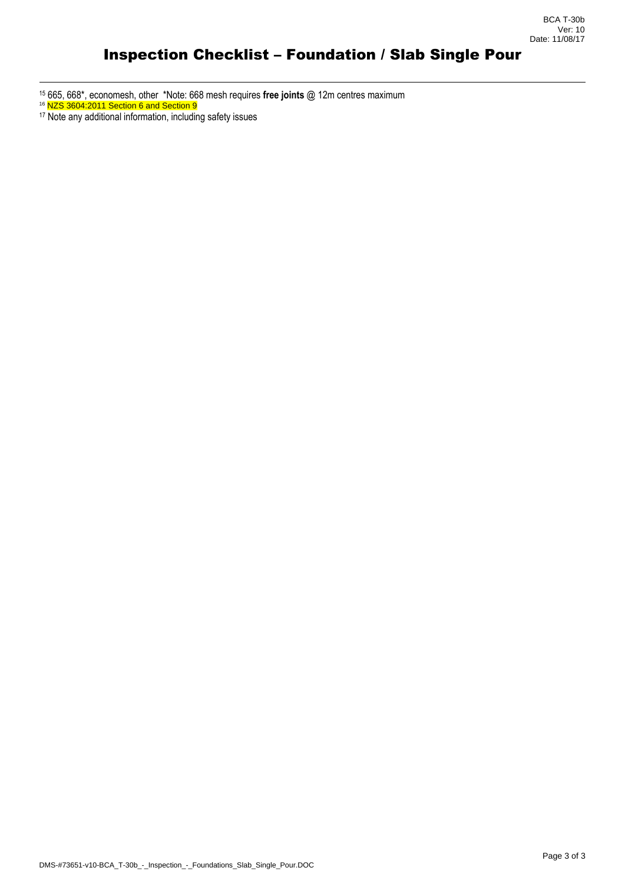# Inspection Checklist – Foundation / Slab Single Pour

[15] 665, 668*, economesh, other *Note: 668 mesh requires **free joints** @ 12m centres maximum

[16] NZS 3604:2011 Section 6 and Section 9

[17] Note any additional information, including safety issues